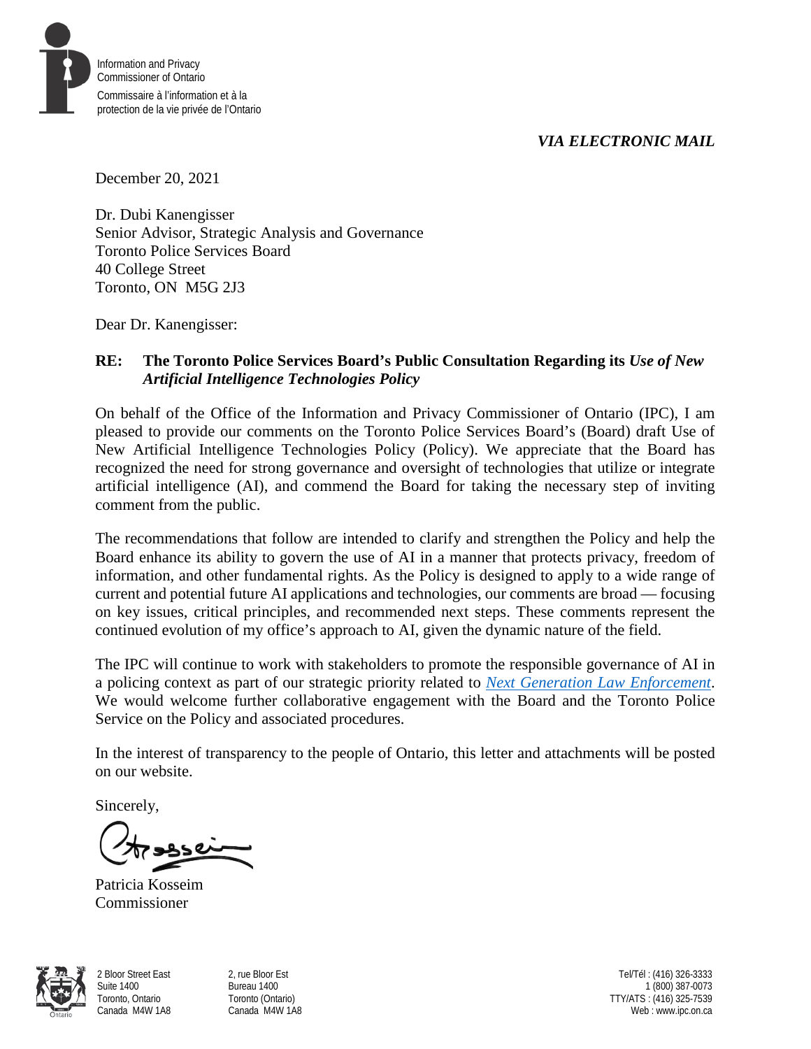Information and Privacy Commissioner of Ontario

Commissaire à l'information et à la protection de la vie privée de l'Ontario

*VIA ELECTRONIC MAIL*

December 20, 2021

Dr. Dubi Kanengisser
Senior Advisor, Strategic Analysis and Governance
Toronto Police Services Board
40 College Street
Toronto, ON M5G 2J3

Dear Dr. Kanengisser:

**RE: The Toronto Police Services Board's Public Consultation Regarding its *Use of New Artificial Intelligence Technologies Policy***

On behalf of the Office of the Information and Privacy Commissioner of Ontario (IPC), I am pleased to provide our comments on the Toronto Police Services Board's (Board) draft Use of New Artificial Intelligence Technologies Policy (Policy). We appreciate that the Board has recognized the need for strong governance and oversight of technologies that utilize or integrate artificial intelligence (AI), and commend the Board for taking the necessary step of inviting comment from the public.

The recommendations that follow are intended to clarify and strengthen the Policy and help the Board enhance its ability to govern the use of AI in a manner that protects privacy, freedom of information, and other fundamental rights. As the Policy is designed to apply to a wide range of current and potential future AI applications and technologies, our comments are broad — focusing on key issues, critical principles, and recommended next steps. These comments represent the continued evolution of my office's approach to AI, given the dynamic nature of the field.

The IPC will continue to work with stakeholders to promote the responsible governance of AI in a policing context as part of our strategic priority related to *Next Generation Law Enforcement*. We would welcome further collaborative engagement with the Board and the Toronto Police Service on the Policy and associated procedures.

In the interest of transparency to the people of Ontario, this letter and attachments will be posted on our website.

Sincerely,

Patricia Kosseim
Commissioner

2 Bloor Street East
Suite 1400
Toronto, Ontario
Canada M4W 1A8

2, rue Bloor Est
Bureau 1400
Toronto (Ontario)
Canada M4W 1A8

Tel/Tél : (416) 326-3333
1 (800) 387-0073
TTY/ATS : (416) 325-7539
Web : www.ipc.on.ca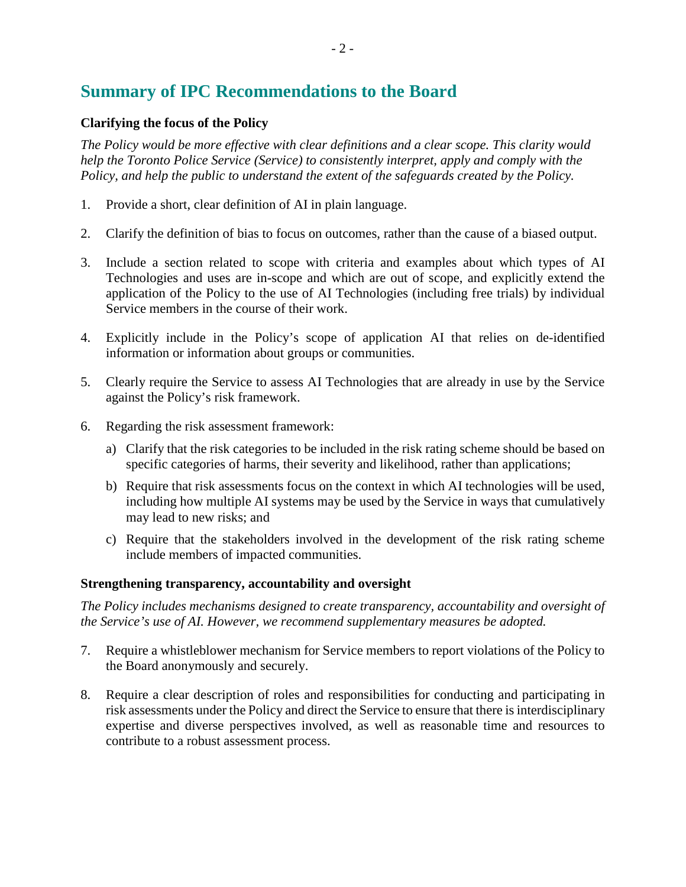## Summary of IPC Recommendations to the Board

### Clarifying the focus of the Policy

*The Policy would be more effective with clear definitions and a clear scope. This clarity would help the Toronto Police Service (Service) to consistently interpret, apply and comply with the Policy, and help the public to understand the extent of the safeguards created by the Policy.*

1. Provide a short, clear definition of AI in plain language.

2. Clarify the definition of bias to focus on outcomes, rather than the cause of a biased output.

3. Include a section related to scope with criteria and examples about which types of AI Technologies and uses are in-scope and which are out of scope, and explicitly extend the application of the Policy to the use of AI Technologies (including free trials) by individual Service members in the course of their work.

4. Explicitly include in the Policy's scope of application AI that relies on de-identified information or information about groups or communities.

5. Clearly require the Service to assess AI Technologies that are already in use by the Service against the Policy's risk framework.

6. Regarding the risk assessment framework:

   a) Clarify that the risk categories to be included in the risk rating scheme should be based on specific categories of harms, their severity and likelihood, rather than applications;

   b) Require that risk assessments focus on the context in which AI technologies will be used, including how multiple AI systems may be used by the Service in ways that cumulatively may lead to new risks; and

   c) Require that the stakeholders involved in the development of the risk rating scheme include members of impacted communities.

### Strengthening transparency, accountability and oversight

*The Policy includes mechanisms designed to create transparency, accountability and oversight of the Service's use of AI. However, we recommend supplementary measures be adopted.*

7. Require a whistleblower mechanism for Service members to report violations of the Policy to the Board anonymously and securely.

8. Require a clear description of roles and responsibilities for conducting and participating in risk assessments under the Policy and direct the Service to ensure that there is interdisciplinary expertise and diverse perspectives involved, as well as reasonable time and resources to contribute to a robust assessment process.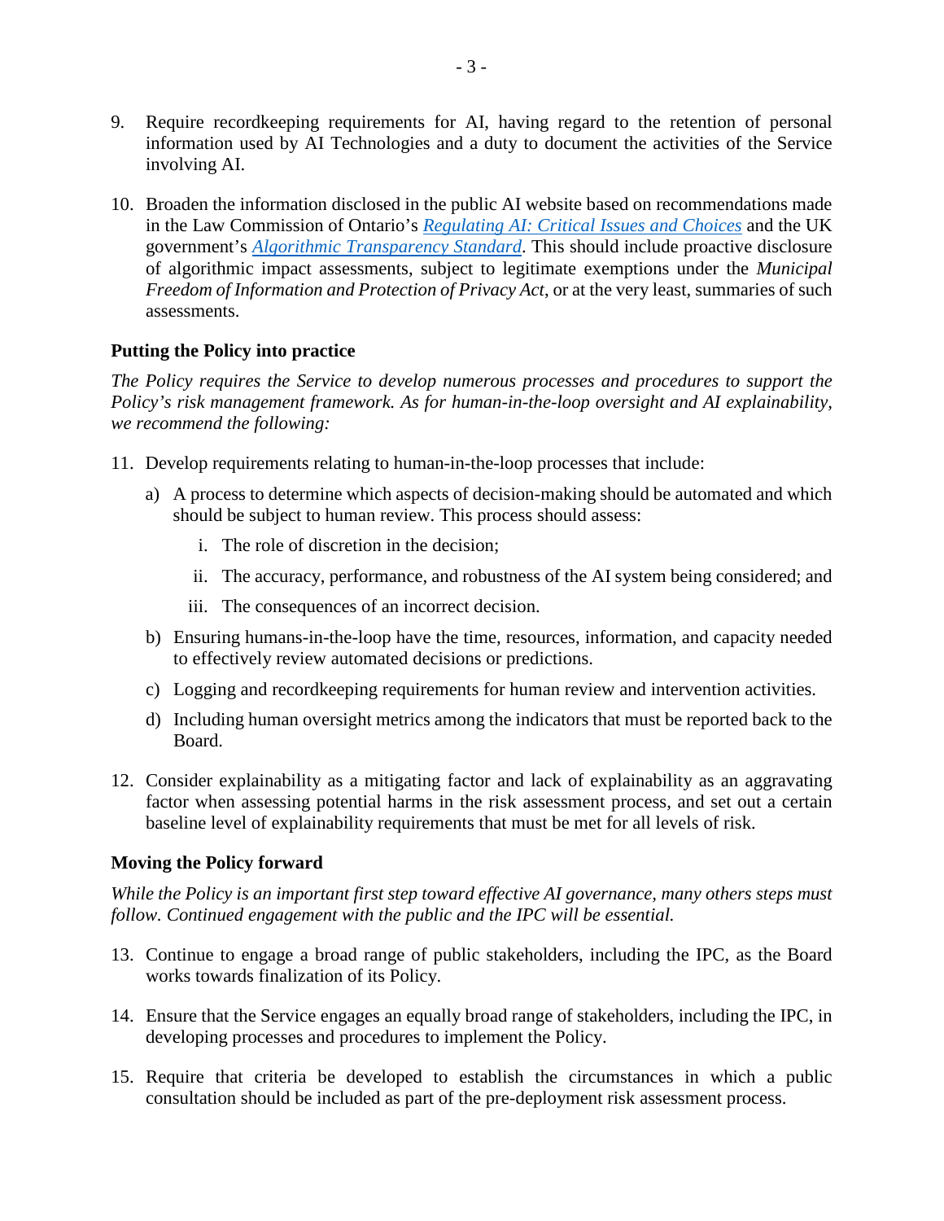9. Require recordkeeping requirements for AI, having regard to the retention of personal information used by AI Technologies and a duty to document the activities of the Service involving AI.

10. Broaden the information disclosed in the public AI website based on recommendations made in the Law Commission of Ontario's *[Regulating AI: Critical Issues and Choices](#)* and the UK government's *[Algorithmic Transparency Standard](#)*. This should include proactive disclosure of algorithmic impact assessments, subject to legitimate exemptions under the *Municipal Freedom of Information and Protection of Privacy Act*, or at the very least, summaries of such assessments.

### Putting the Policy into practice

*The Policy requires the Service to develop numerous processes and procedures to support the Policy's risk management framework. As for human-in-the-loop oversight and AI explainability, we recommend the following:*

11. Develop requirements relating to human-in-the-loop processes that include:
    a) A process to determine which aspects of decision-making should be automated and which should be subject to human review. This process should assess:
        i. The role of discretion in the decision;
        ii. The accuracy, performance, and robustness of the AI system being considered; and
        iii. The consequences of an incorrect decision.
    b) Ensuring humans-in-the-loop have the time, resources, information, and capacity needed to effectively review automated decisions or predictions.
    c) Logging and recordkeeping requirements for human review and intervention activities.
    d) Including human oversight metrics among the indicators that must be reported back to the Board.

12. Consider explainability as a mitigating factor and lack of explainability as an aggravating factor when assessing potential harms in the risk assessment process, and set out a certain baseline level of explainability requirements that must be met for all levels of risk.

### Moving the Policy forward

*While the Policy is an important first step toward effective AI governance, many others steps must follow. Continued engagement with the public and the IPC will be essential.*

13. Continue to engage a broad range of public stakeholders, including the IPC, as the Board works towards finalization of its Policy.

14. Ensure that the Service engages an equally broad range of stakeholders, including the IPC, in developing processes and procedures to implement the Policy.

15. Require that criteria be developed to establish the circumstances in which a public consultation should be included as part of the pre-deployment risk assessment process.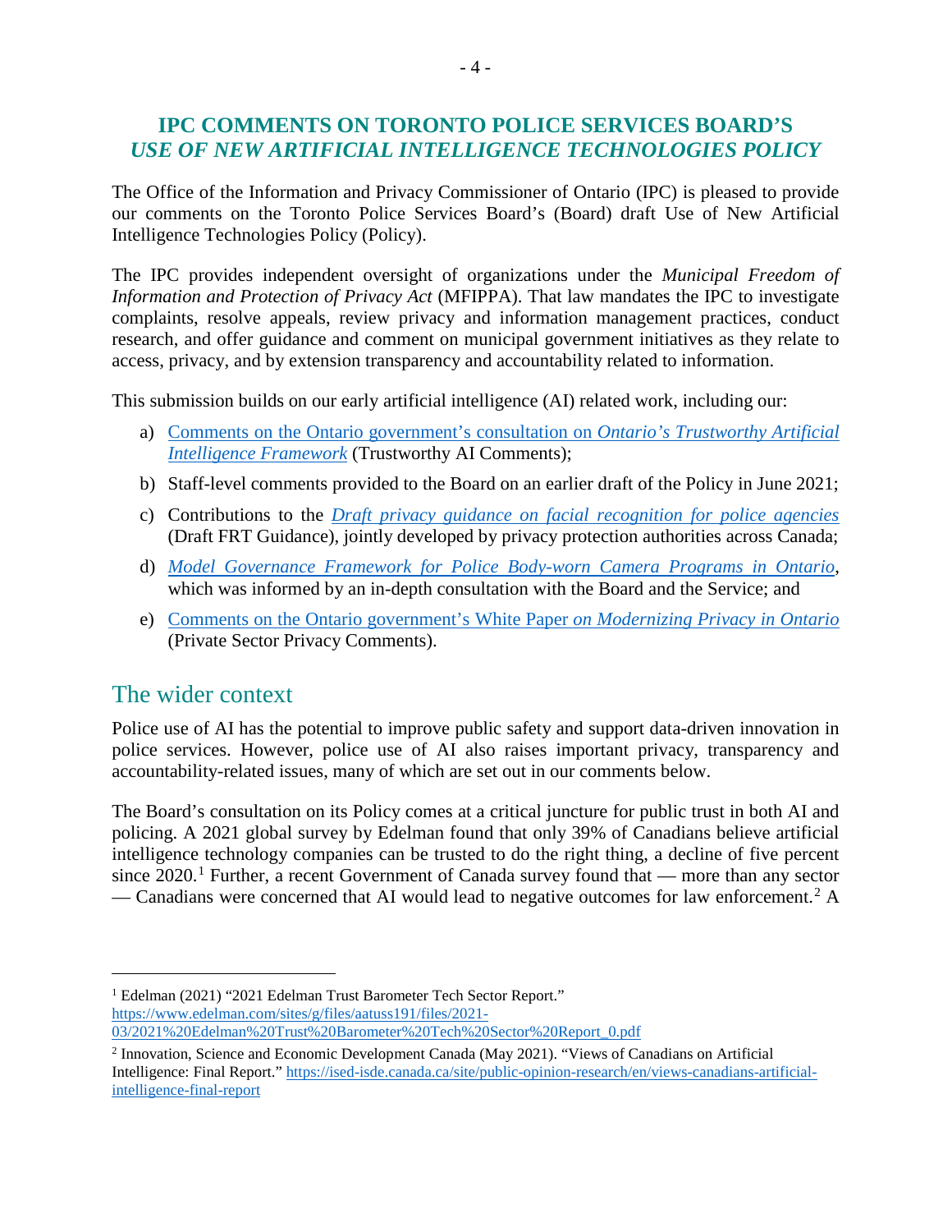# IPC COMMENTS ON TORONTO POLICE SERVICES BOARD'S *USE OF NEW ARTIFICIAL INTELLIGENCE TECHNOLOGIES POLICY*

The Office of the Information and Privacy Commissioner of Ontario (IPC) is pleased to provide our comments on the Toronto Police Services Board's (Board) draft Use of New Artificial Intelligence Technologies Policy (Policy).

The IPC provides independent oversight of organizations under the *Municipal Freedom of Information and Protection of Privacy Act* (MFIPPA). That law mandates the IPC to investigate complaints, resolve appeals, review privacy and information management practices, conduct research, and offer guidance and comment on municipal government initiatives as they relate to access, privacy, and by extension transparency and accountability related to information.

This submission builds on our early artificial intelligence (AI) related work, including our:

a) Comments on the Ontario government's consultation on *Ontario's Trustworthy Artificial Intelligence Framework* (Trustworthy AI Comments);

b) Staff-level comments provided to the Board on an earlier draft of the Policy in June 2021;

c) Contributions to the *Draft privacy guidance on facial recognition for police agencies* (Draft FRT Guidance), jointly developed by privacy protection authorities across Canada;

d) *Model Governance Framework for Police Body-worn Camera Programs in Ontario*, which was informed by an in-depth consultation with the Board and the Service; and

e) Comments on the Ontario government's White Paper *on Modernizing Privacy in Ontario* (Private Sector Privacy Comments).

## The wider context

Police use of AI has the potential to improve public safety and support data-driven innovation in police services. However, police use of AI also raises important privacy, transparency and accountability-related issues, many of which are set out in our comments below.

The Board's consultation on its Policy comes at a critical juncture for public trust in both AI and policing. A 2021 global survey by Edelman found that only 39% of Canadians believe artificial intelligence technology companies can be trusted to do the right thing, a decline of five percent since 2020.[1] Further, a recent Government of Canada survey found that — more than any sector — Canadians were concerned that AI would lead to negative outcomes for law enforcement.[2] A

---

[1] Edelman (2021) "2021 Edelman Trust Barometer Tech Sector Report." https://www.edelman.com/sites/g/files/aatuss191/files/2021-03/2021%20Edelman%20Trust%20Barometer%20Tech%20Sector%20Report_0.pdf

[2] Innovation, Science and Economic Development Canada (May 2021). "Views of Canadians on Artificial Intelligence: Final Report." https://ised-isde.canada.ca/site/public-opinion-research/en/views-canadians-artificial-intelligence-final-report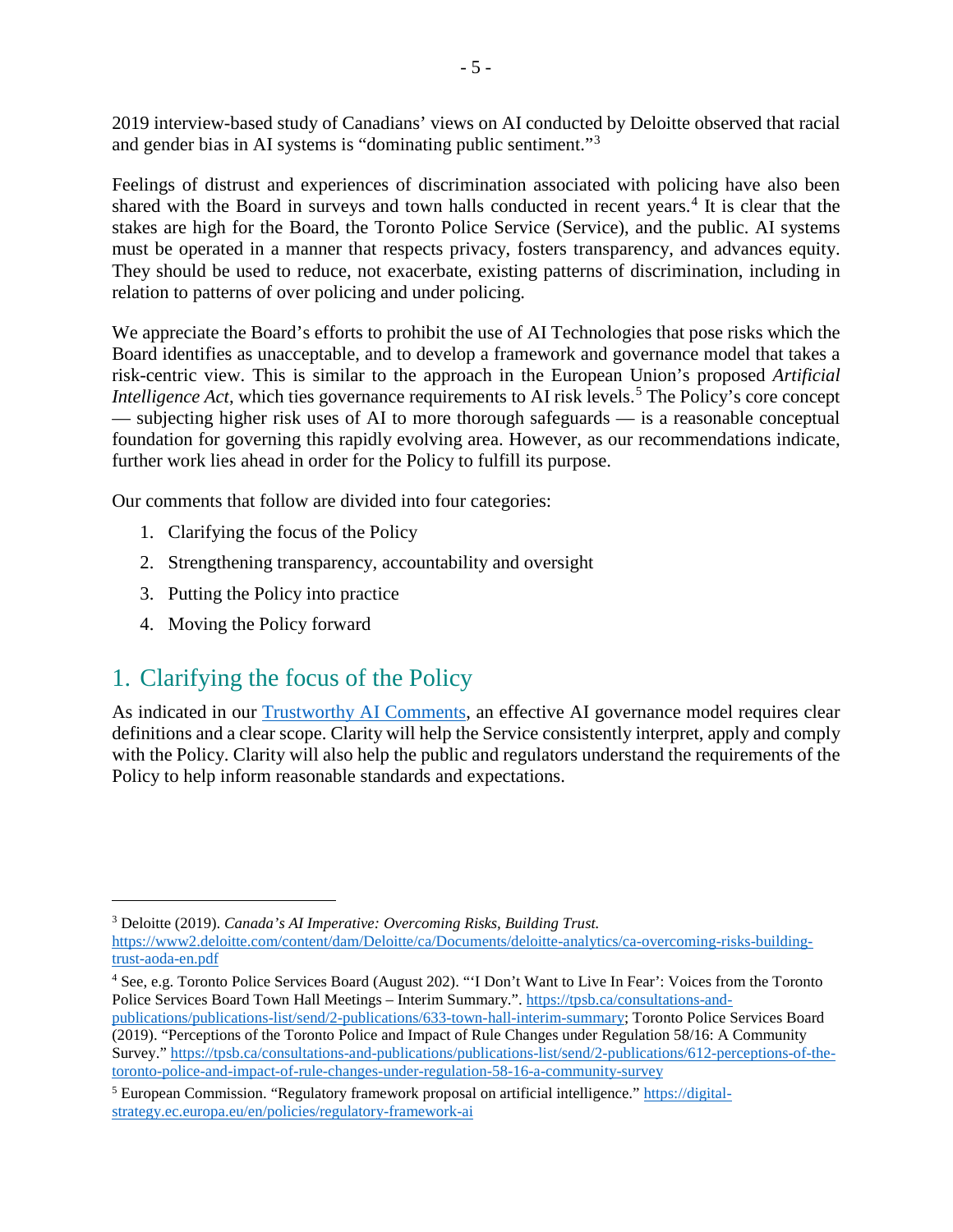2019 interview-based study of Canadians' views on AI conducted by Deloitte observed that racial and gender bias in AI systems is "dominating public sentiment."[3]

Feelings of distrust and experiences of discrimination associated with policing have also been shared with the Board in surveys and town halls conducted in recent years.[4] It is clear that the stakes are high for the Board, the Toronto Police Service (Service), and the public. AI systems must be operated in a manner that respects privacy, fosters transparency, and advances equity. They should be used to reduce, not exacerbate, existing patterns of discrimination, including in relation to patterns of over policing and under policing.

We appreciate the Board's efforts to prohibit the use of AI Technologies that pose risks which the Board identifies as unacceptable, and to develop a framework and governance model that takes a risk-centric view. This is similar to the approach in the European Union's proposed *Artificial Intelligence Act*, which ties governance requirements to AI risk levels.[5] The Policy's core concept — subjecting higher risk uses of AI to more thorough safeguards — is a reasonable conceptual foundation for governing this rapidly evolving area. However, as our recommendations indicate, further work lies ahead in order for the Policy to fulfill its purpose.

Our comments that follow are divided into four categories:

1. Clarifying the focus of the Policy
2. Strengthening transparency, accountability and oversight
3. Putting the Policy into practice
4. Moving the Policy forward

## 1. Clarifying the focus of the Policy

As indicated in our Trustworthy AI Comments, an effective AI governance model requires clear definitions and a clear scope. Clarity will help the Service consistently interpret, apply and comply with the Policy. Clarity will also help the public and regulators understand the requirements of the Policy to help inform reasonable standards and expectations.

---

[3] Deloitte (2019). *Canada's AI Imperative: Overcoming Risks, Building Trust.* https://www2.deloitte.com/content/dam/Deloitte/ca/Documents/deloitte-analytics/ca-overcoming-risks-building-trust-aoda-en.pdf

[4] See, e.g. Toronto Police Services Board (August 202). "'I Don't Want to Live In Fear': Voices from the Toronto Police Services Board Town Hall Meetings – Interim Summary.". https://tpsb.ca/consultations-and-publications/publications-list/send/2-publications/633-town-hall-interim-summary; Toronto Police Services Board (2019). "Perceptions of the Toronto Police and Impact of Rule Changes under Regulation 58/16: A Community Survey." https://tpsb.ca/consultations-and-publications/publications-list/send/2-publications/612-perceptions-of-the-toronto-police-and-impact-of-rule-changes-under-regulation-58-16-a-community-survey

[5] European Commission. "Regulatory framework proposal on artificial intelligence." https://digital-strategy.ec.europa.eu/en/policies/regulatory-framework-ai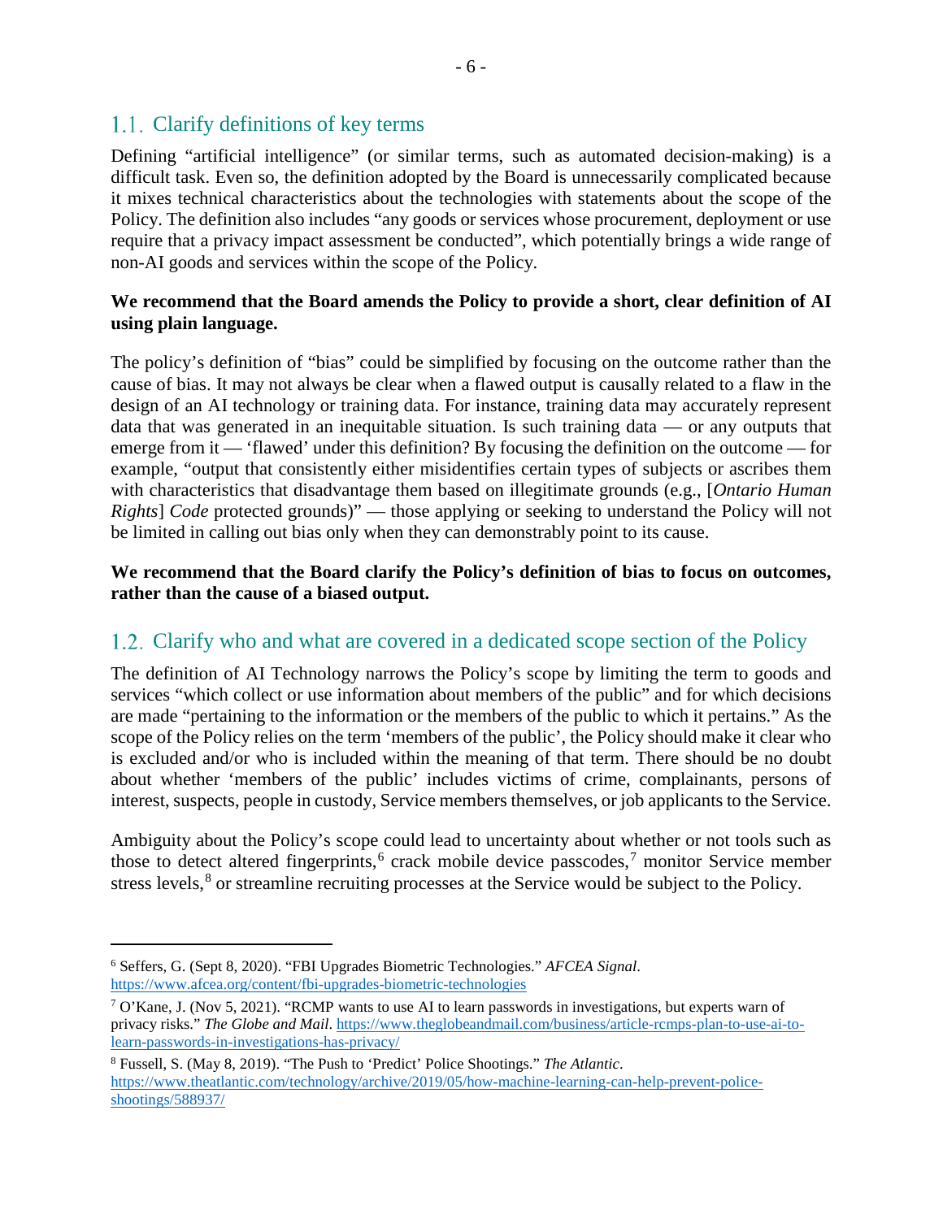## 1.1. Clarify definitions of key terms

Defining "artificial intelligence" (or similar terms, such as automated decision-making) is a difficult task. Even so, the definition adopted by the Board is unnecessarily complicated because it mixes technical characteristics about the technologies with statements about the scope of the Policy. The definition also includes "any goods or services whose procurement, deployment or use require that a privacy impact assessment be conducted", which potentially brings a wide range of non-AI goods and services within the scope of the Policy.

**We recommend that the Board amends the Policy to provide a short, clear definition of AI using plain language.**

The policy's definition of "bias" could be simplified by focusing on the outcome rather than the cause of bias. It may not always be clear when a flawed output is causally related to a flaw in the design of an AI technology or training data. For instance, training data may accurately represent data that was generated in an inequitable situation. Is such training data — or any outputs that emerge from it — 'flawed' under this definition? By focusing the definition on the outcome — for example, "output that consistently either misidentifies certain types of subjects or ascribes them with characteristics that disadvantage them based on illegitimate grounds (e.g., [*Ontario Human Rights*] *Code* protected grounds)" — those applying or seeking to understand the Policy will not be limited in calling out bias only when they can demonstrably point to its cause.

**We recommend that the Board clarify the Policy's definition of bias to focus on outcomes, rather than the cause of a biased output.**

## 1.2. Clarify who and what are covered in a dedicated scope section of the Policy

The definition of AI Technology narrows the Policy's scope by limiting the term to goods and services "which collect or use information about members of the public" and for which decisions are made "pertaining to the information or the members of the public to which it pertains." As the scope of the Policy relies on the term 'members of the public', the Policy should make it clear who is excluded and/or who is included within the meaning of that term. There should be no doubt about whether 'members of the public' includes victims of crime, complainants, persons of interest, suspects, people in custody, Service members themselves, or job applicants to the Service.

Ambiguity about the Policy's scope could lead to uncertainty about whether or not tools such as those to detect altered fingerprints,[6] crack mobile device passcodes,[7] monitor Service member stress levels,[8] or streamline recruiting processes at the Service would be subject to the Policy.

---

[6] Seffers, G. (Sept 8, 2020). "FBI Upgrades Biometric Technologies." *AFCEA Signal*. https://www.afcea.org/content/fbi-upgrades-biometric-technologies

[7] O'Kane, J. (Nov 5, 2021). "RCMP wants to use AI to learn passwords in investigations, but experts warn of privacy risks." *The Globe and Mail*. https://www.theglobeandmail.com/business/article-rcmps-plan-to-use-ai-to-learn-passwords-in-investigations-has-privacy/

[8] Fussell, S. (May 8, 2019). "The Push to 'Predict' Police Shootings." *The Atlantic*. https://www.theatlantic.com/technology/archive/2019/05/how-machine-learning-can-help-prevent-police-shootings/588937/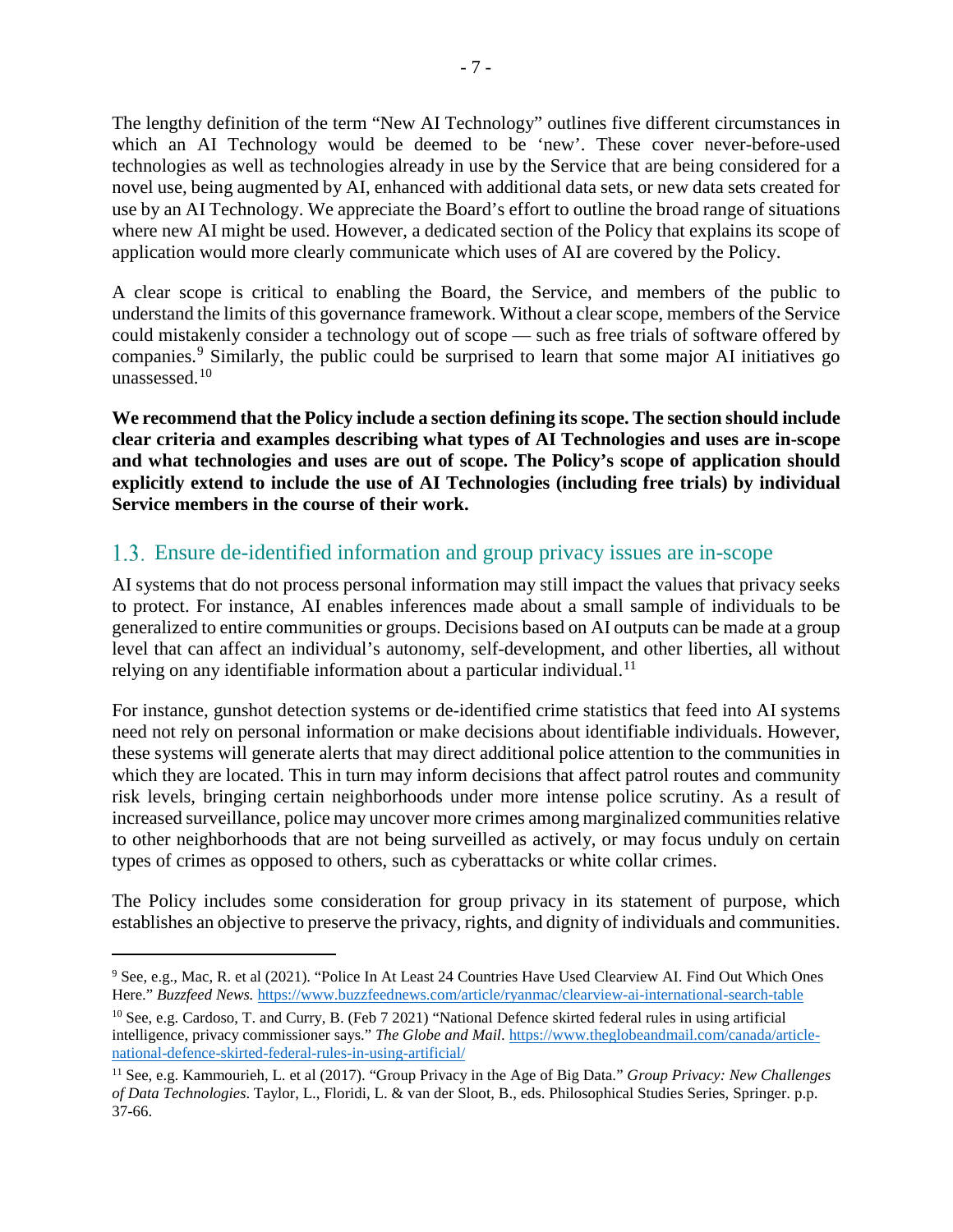The lengthy definition of the term "New AI Technology" outlines five different circumstances in which an AI Technology would be deemed to be 'new'. These cover never-before-used technologies as well as technologies already in use by the Service that are being considered for a novel use, being augmented by AI, enhanced with additional data sets, or new data sets created for use by an AI Technology. We appreciate the Board's effort to outline the broad range of situations where new AI might be used. However, a dedicated section of the Policy that explains its scope of application would more clearly communicate which uses of AI are covered by the Policy.

A clear scope is critical to enabling the Board, the Service, and members of the public to understand the limits of this governance framework. Without a clear scope, members of the Service could mistakenly consider a technology out of scope — such as free trials of software offered by companies.[9] Similarly, the public could be surprised to learn that some major AI initiatives go unassessed.[10]

**We recommend that the Policy include a section defining its scope. The section should include clear criteria and examples describing what types of AI Technologies and uses are in-scope and what technologies and uses are out of scope. The Policy's scope of application should explicitly extend to include the use of AI Technologies (including free trials) by individual Service members in the course of their work.**

## 1.3. Ensure de-identified information and group privacy issues are in-scope

AI systems that do not process personal information may still impact the values that privacy seeks to protect. For instance, AI enables inferences made about a small sample of individuals to be generalized to entire communities or groups. Decisions based on AI outputs can be made at a group level that can affect an individual's autonomy, self-development, and other liberties, all without relying on any identifiable information about a particular individual.[11]

For instance, gunshot detection systems or de-identified crime statistics that feed into AI systems need not rely on personal information or make decisions about identifiable individuals. However, these systems will generate alerts that may direct additional police attention to the communities in which they are located. This in turn may inform decisions that affect patrol routes and community risk levels, bringing certain neighborhoods under more intense police scrutiny. As a result of increased surveillance, police may uncover more crimes among marginalized communities relative to other neighborhoods that are not being surveilled as actively, or may focus unduly on certain types of crimes as opposed to others, such as cyberattacks or white collar crimes.

The Policy includes some consideration for group privacy in its statement of purpose, which establishes an objective to preserve the privacy, rights, and dignity of individuals and communities.

---

[9] See, e.g., Mac, R. et al (2021). "Police In At Least 24 Countries Have Used Clearview AI. Find Out Which Ones Here." *Buzzfeed News.* https://www.buzzfeednews.com/article/ryanmac/clearview-ai-international-search-table

[10] See, e.g. Cardoso, T. and Curry, B. (Feb 7 2021) "National Defence skirted federal rules in using artificial intelligence, privacy commissioner says." *The Globe and Mail*. https://www.theglobeandmail.com/canada/article-national-defence-skirted-federal-rules-in-using-artificial/

[11] See, e.g. Kammourieh, L. et al (2017). "Group Privacy in the Age of Big Data." *Group Privacy: New Challenges of Data Technologies*. Taylor, L., Floridi, L. & van der Sloot, B., eds. Philosophical Studies Series, Springer. p.p. 37-66.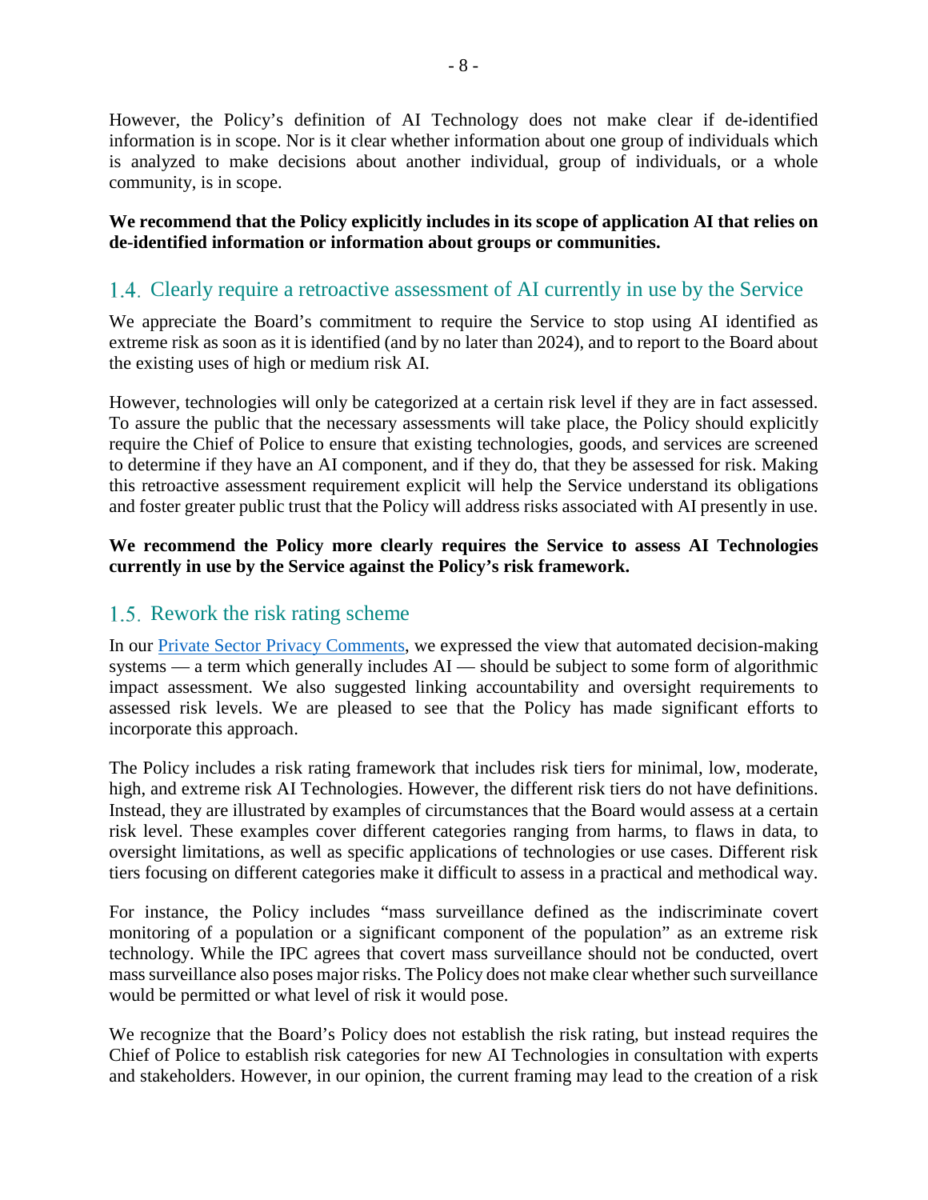However, the Policy's definition of AI Technology does not make clear if de-identified information is in scope. Nor is it clear whether information about one group of individuals which is analyzed to make decisions about another individual, group of individuals, or a whole community, is in scope.

**We recommend that the Policy explicitly includes in its scope of application AI that relies on de-identified information or information about groups or communities.**

## 1.4. Clearly require a retroactive assessment of AI currently in use by the Service

We appreciate the Board's commitment to require the Service to stop using AI identified as extreme risk as soon as it is identified (and by no later than 2024), and to report to the Board about the existing uses of high or medium risk AI.

However, technologies will only be categorized at a certain risk level if they are in fact assessed. To assure the public that the necessary assessments will take place, the Policy should explicitly require the Chief of Police to ensure that existing technologies, goods, and services are screened to determine if they have an AI component, and if they do, that they be assessed for risk. Making this retroactive assessment requirement explicit will help the Service understand its obligations and foster greater public trust that the Policy will address risks associated with AI presently in use.

**We recommend the Policy more clearly requires the Service to assess AI Technologies currently in use by the Service against the Policy's risk framework.**

## 1.5. Rework the risk rating scheme

In our [Private Sector Privacy Comments](), we expressed the view that automated decision-making systems — a term which generally includes AI — should be subject to some form of algorithmic impact assessment. We also suggested linking accountability and oversight requirements to assessed risk levels. We are pleased to see that the Policy has made significant efforts to incorporate this approach.

The Policy includes a risk rating framework that includes risk tiers for minimal, low, moderate, high, and extreme risk AI Technologies. However, the different risk tiers do not have definitions. Instead, they are illustrated by examples of circumstances that the Board would assess at a certain risk level. These examples cover different categories ranging from harms, to flaws in data, to oversight limitations, as well as specific applications of technologies or use cases. Different risk tiers focusing on different categories make it difficult to assess in a practical and methodical way.

For instance, the Policy includes "mass surveillance defined as the indiscriminate covert monitoring of a population or a significant component of the population" as an extreme risk technology. While the IPC agrees that covert mass surveillance should not be conducted, overt mass surveillance also poses major risks. The Policy does not make clear whether such surveillance would be permitted or what level of risk it would pose.

We recognize that the Board's Policy does not establish the risk rating, but instead requires the Chief of Police to establish risk categories for new AI Technologies in consultation with experts and stakeholders. However, in our opinion, the current framing may lead to the creation of a risk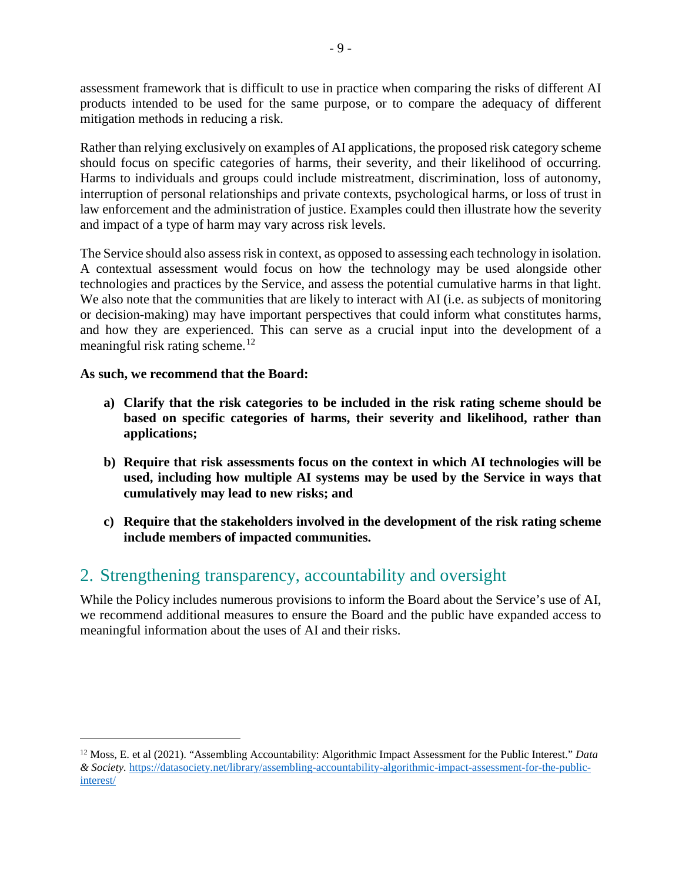assessment framework that is difficult to use in practice when comparing the risks of different AI products intended to be used for the same purpose, or to compare the adequacy of different mitigation methods in reducing a risk.

Rather than relying exclusively on examples of AI applications, the proposed risk category scheme should focus on specific categories of harms, their severity, and their likelihood of occurring. Harms to individuals and groups could include mistreatment, discrimination, loss of autonomy, interruption of personal relationships and private contexts, psychological harms, or loss of trust in law enforcement and the administration of justice. Examples could then illustrate how the severity and impact of a type of harm may vary across risk levels.

The Service should also assess risk in context, as opposed to assessing each technology in isolation. A contextual assessment would focus on how the technology may be used alongside other technologies and practices by the Service, and assess the potential cumulative harms in that light. We also note that the communities that are likely to interact with AI (i.e. as subjects of monitoring or decision-making) may have important perspectives that could inform what constitutes harms, and how they are experienced. This can serve as a crucial input into the development of a meaningful risk rating scheme.[12]

**As such, we recommend that the Board:**

a) **Clarify that the risk categories to be included in the risk rating scheme should be based on specific categories of harms, their severity and likelihood, rather than applications;**

b) **Require that risk assessments focus on the context in which AI technologies will be used, including how multiple AI systems may be used by the Service in ways that cumulatively may lead to new risks; and**

c) **Require that the stakeholders involved in the development of the risk rating scheme include members of impacted communities.**

## 2. Strengthening transparency, accountability and oversight

While the Policy includes numerous provisions to inform the Board about the Service's use of AI, we recommend additional measures to ensure the Board and the public have expanded access to meaningful information about the uses of AI and their risks.

---

[12] Moss, E. et al (2021). "Assembling Accountability: Algorithmic Impact Assessment for the Public Interest." *Data & Society*. https://datasociety.net/library/assembling-accountability-algorithmic-impact-assessment-for-the-public-interest/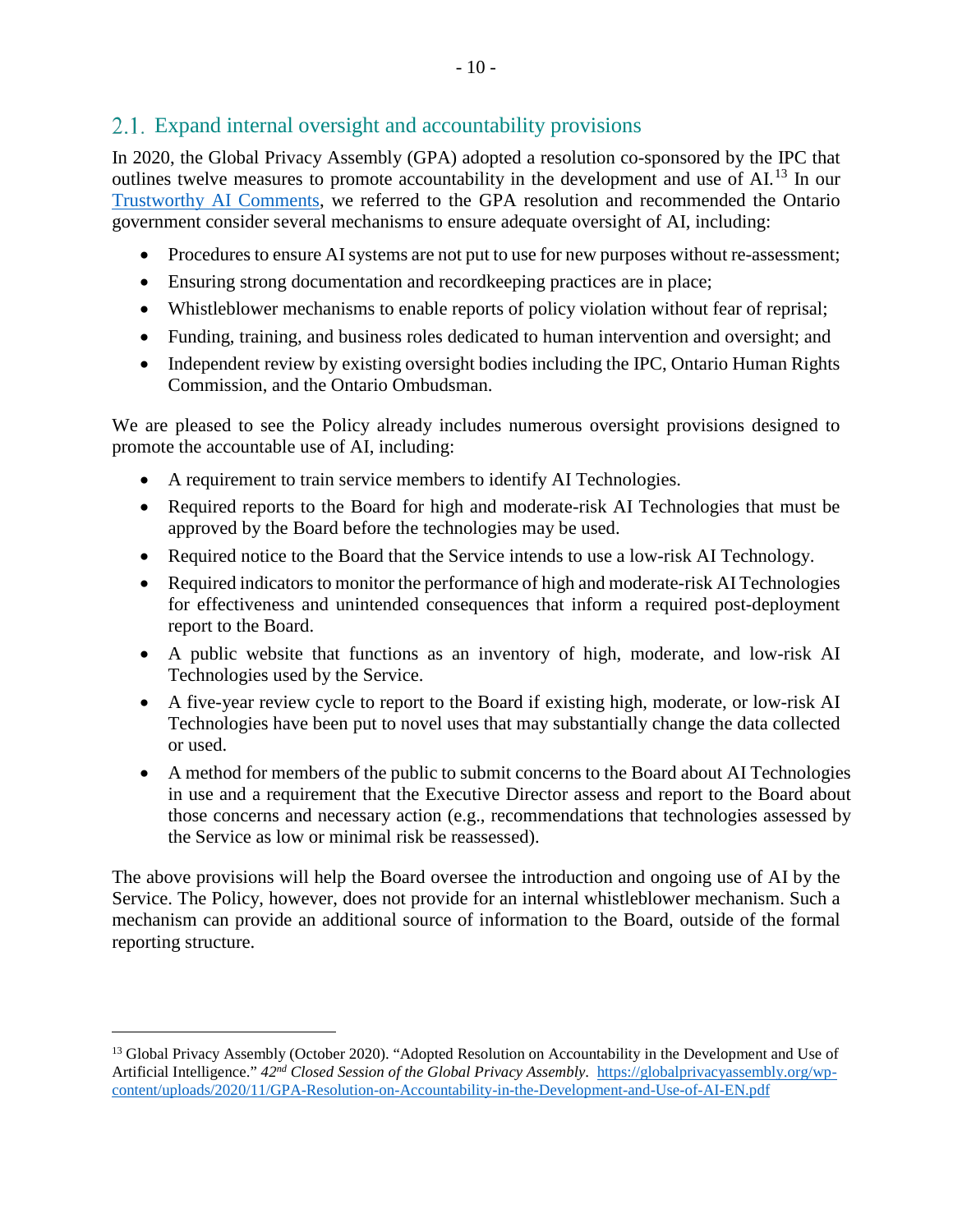## 2.1. Expand internal oversight and accountability provisions

In 2020, the Global Privacy Assembly (GPA) adopted a resolution co-sponsored by the IPC that outlines twelve measures to promote accountability in the development and use of AI.[13] In our Trustworthy AI Comments, we referred to the GPA resolution and recommended the Ontario government consider several mechanisms to ensure adequate oversight of AI, including:

- Procedures to ensure AI systems are not put to use for new purposes without re-assessment;
- Ensuring strong documentation and recordkeeping practices are in place;
- Whistleblower mechanisms to enable reports of policy violation without fear of reprisal;
- Funding, training, and business roles dedicated to human intervention and oversight; and
- Independent review by existing oversight bodies including the IPC, Ontario Human Rights Commission, and the Ontario Ombudsman.

We are pleased to see the Policy already includes numerous oversight provisions designed to promote the accountable use of AI, including:

- A requirement to train service members to identify AI Technologies.
- Required reports to the Board for high and moderate-risk AI Technologies that must be approved by the Board before the technologies may be used.
- Required notice to the Board that the Service intends to use a low-risk AI Technology.
- Required indicators to monitor the performance of high and moderate-risk AI Technologies for effectiveness and unintended consequences that inform a required post-deployment report to the Board.
- A public website that functions as an inventory of high, moderate, and low-risk AI Technologies used by the Service.
- A five-year review cycle to report to the Board if existing high, moderate, or low-risk AI Technologies have been put to novel uses that may substantially change the data collected or used.
- A method for members of the public to submit concerns to the Board about AI Technologies in use and a requirement that the Executive Director assess and report to the Board about those concerns and necessary action (e.g., recommendations that technologies assessed by the Service as low or minimal risk be reassessed).

The above provisions will help the Board oversee the introduction and ongoing use of AI by the Service. The Policy, however, does not provide for an internal whistleblower mechanism. Such a mechanism can provide an additional source of information to the Board, outside of the formal reporting structure.

---

[13] Global Privacy Assembly (October 2020). "Adopted Resolution on Accountability in the Development and Use of Artificial Intelligence." *42nd Closed Session of the Global Privacy Assembly*. https://globalprivacyassembly.org/wp-content/uploads/2020/11/GPA-Resolution-on-Accountability-in-the-Development-and-Use-of-AI-EN.pdf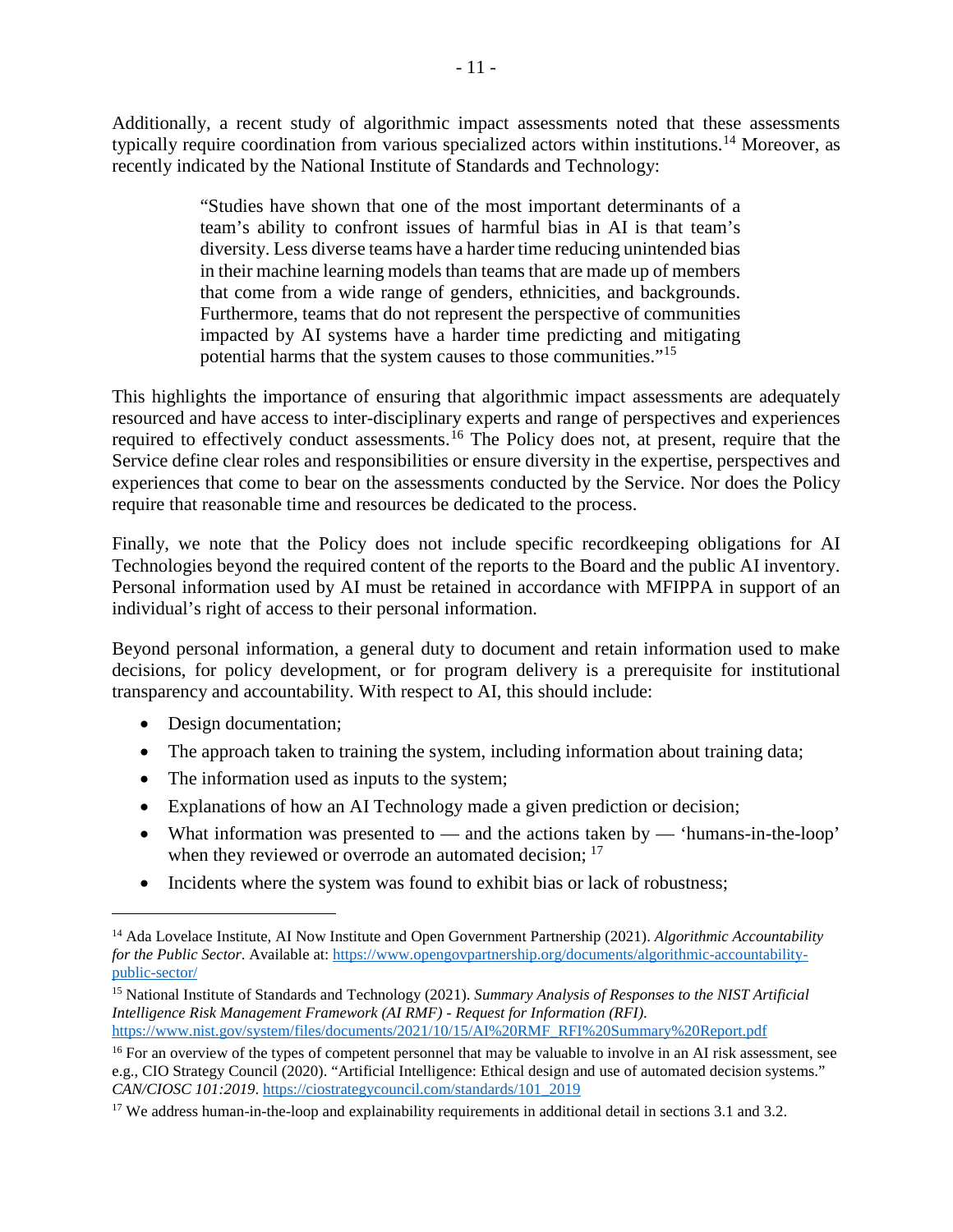Additionally, a recent study of algorithmic impact assessments noted that these assessments typically require coordination from various specialized actors within institutions.[14] Moreover, as recently indicated by the National Institute of Standards and Technology:

> "Studies have shown that one of the most important determinants of a team's ability to confront issues of harmful bias in AI is that team's diversity. Less diverse teams have a harder time reducing unintended bias in their machine learning models than teams that are made up of members that come from a wide range of genders, ethnicities, and backgrounds. Furthermore, teams that do not represent the perspective of communities impacted by AI systems have a harder time predicting and mitigating potential harms that the system causes to those communities."[15]

This highlights the importance of ensuring that algorithmic impact assessments are adequately resourced and have access to inter-disciplinary experts and range of perspectives and experiences required to effectively conduct assessments.[16] The Policy does not, at present, require that the Service define clear roles and responsibilities or ensure diversity in the expertise, perspectives and experiences that come to bear on the assessments conducted by the Service. Nor does the Policy require that reasonable time and resources be dedicated to the process.

Finally, we note that the Policy does not include specific recordkeeping obligations for AI Technologies beyond the required content of the reports to the Board and the public AI inventory. Personal information used by AI must be retained in accordance with MFIPPA in support of an individual's right of access to their personal information.

Beyond personal information, a general duty to document and retain information used to make decisions, for policy development, or for program delivery is a prerequisite for institutional transparency and accountability. With respect to AI, this should include:

- Design documentation;
- The approach taken to training the system, including information about training data;
- The information used as inputs to the system;
- Explanations of how an AI Technology made a given prediction or decision;
- What information was presented to — and the actions taken by — 'humans-in-the-loop' when they reviewed or overrode an automated decision; [17]
- Incidents where the system was found to exhibit bias or lack of robustness;

---

[14] Ada Lovelace Institute, AI Now Institute and Open Government Partnership (2021). *Algorithmic Accountability for the Public Sector.* Available at: https://www.opengovpartnership.org/documents/algorithmic-accountability-public-sector/

[15] National Institute of Standards and Technology (2021). *Summary Analysis of Responses to the NIST Artificial Intelligence Risk Management Framework (AI RMF) - Request for Information (RFI).* https://www.nist.gov/system/files/documents/2021/10/15/AI%20RMF_RFI%20Summary%20Report.pdf

[16] For an overview of the types of competent personnel that may be valuable to involve in an AI risk assessment, see e.g., CIO Strategy Council (2020). "Artificial Intelligence: Ethical design and use of automated decision systems." *CAN/CIOSC 101:2019*. https://ciostrategycouncil.com/standards/101_2019

[17] We address human-in-the-loop and explainability requirements in additional detail in sections 3.1 and 3.2.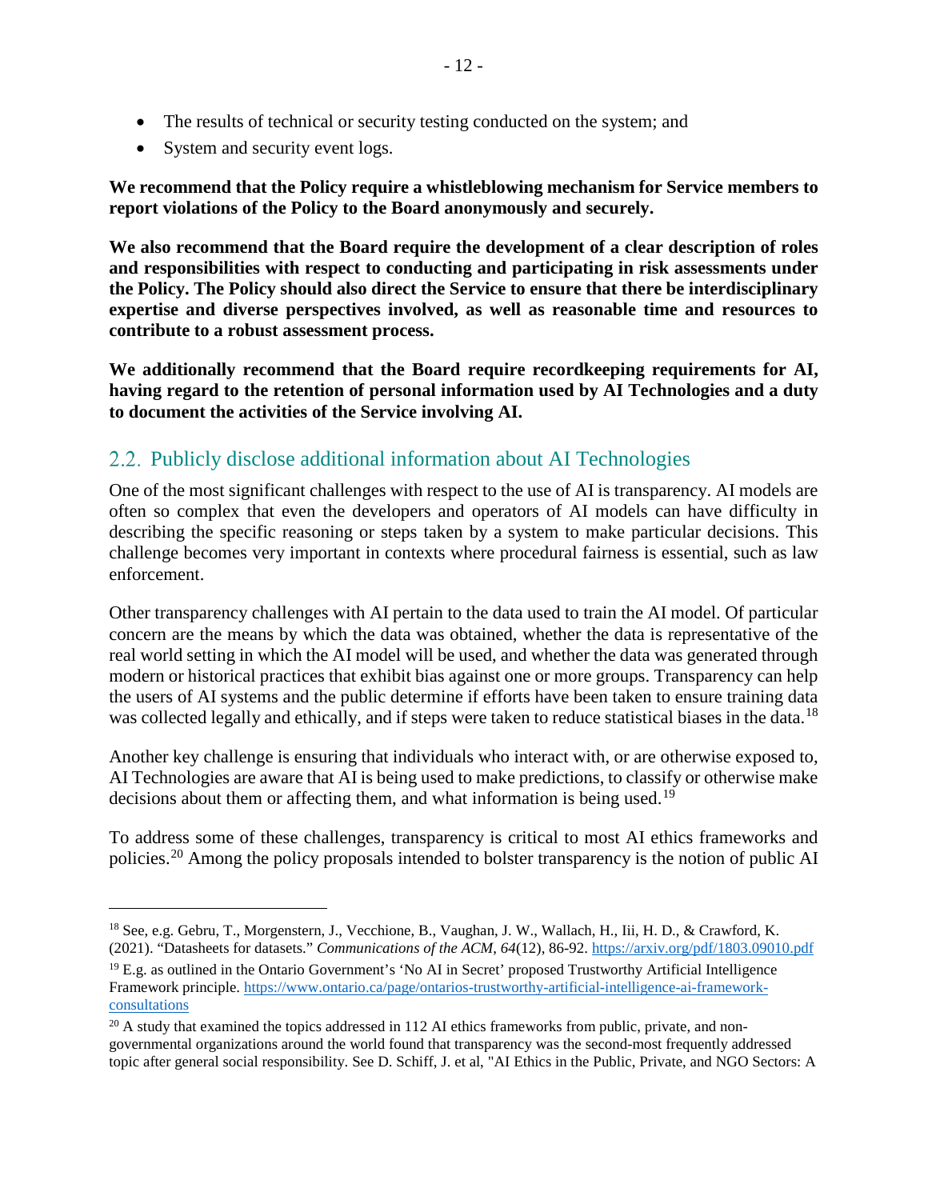- The results of technical or security testing conducted on the system; and
- System and security event logs.

**We recommend that the Policy require a whistleblowing mechanism for Service members to report violations of the Policy to the Board anonymously and securely.**

**We also recommend that the Board require the development of a clear description of roles and responsibilities with respect to conducting and participating in risk assessments under the Policy. The Policy should also direct the Service to ensure that there be interdisciplinary expertise and diverse perspectives involved, as well as reasonable time and resources to contribute to a robust assessment process.**

**We additionally recommend that the Board require recordkeeping requirements for AI, having regard to the retention of personal information used by AI Technologies and a duty to document the activities of the Service involving AI.**

## 2.2. Publicly disclose additional information about AI Technologies

One of the most significant challenges with respect to the use of AI is transparency. AI models are often so complex that even the developers and operators of AI models can have difficulty in describing the specific reasoning or steps taken by a system to make particular decisions. This challenge becomes very important in contexts where procedural fairness is essential, such as law enforcement.

Other transparency challenges with AI pertain to the data used to train the AI model. Of particular concern are the means by which the data was obtained, whether the data is representative of the real world setting in which the AI model will be used, and whether the data was generated through modern or historical practices that exhibit bias against one or more groups. Transparency can help the users of AI systems and the public determine if efforts have been taken to ensure training data was collected legally and ethically, and if steps were taken to reduce statistical biases in the data.[18]

Another key challenge is ensuring that individuals who interact with, or are otherwise exposed to, AI Technologies are aware that AI is being used to make predictions, to classify or otherwise make decisions about them or affecting them, and what information is being used.[19]

To address some of these challenges, transparency is critical to most AI ethics frameworks and policies.[20] Among the policy proposals intended to bolster transparency is the notion of public AI

---

[18] See, e.g. Gebru, T., Morgenstern, J., Vecchione, B., Vaughan, J. W., Wallach, H., Iii, H. D., & Crawford, K. (2021). "Datasheets for datasets." *Communications of the ACM*, *64*(12), 86-92. https://arxiv.org/pdf/1803.09010.pdf

[19] E.g. as outlined in the Ontario Government's 'No AI in Secret' proposed Trustworthy Artificial Intelligence Framework principle. https://www.ontario.ca/page/ontarios-trustworthy-artificial-intelligence-ai-framework-consultations

[20] A study that examined the topics addressed in 112 AI ethics frameworks from public, private, and non-governmental organizations around the world found that transparency was the second-most frequently addressed topic after general social responsibility. See D. Schiff, J. et al, "AI Ethics in the Public, Private, and NGO Sectors: A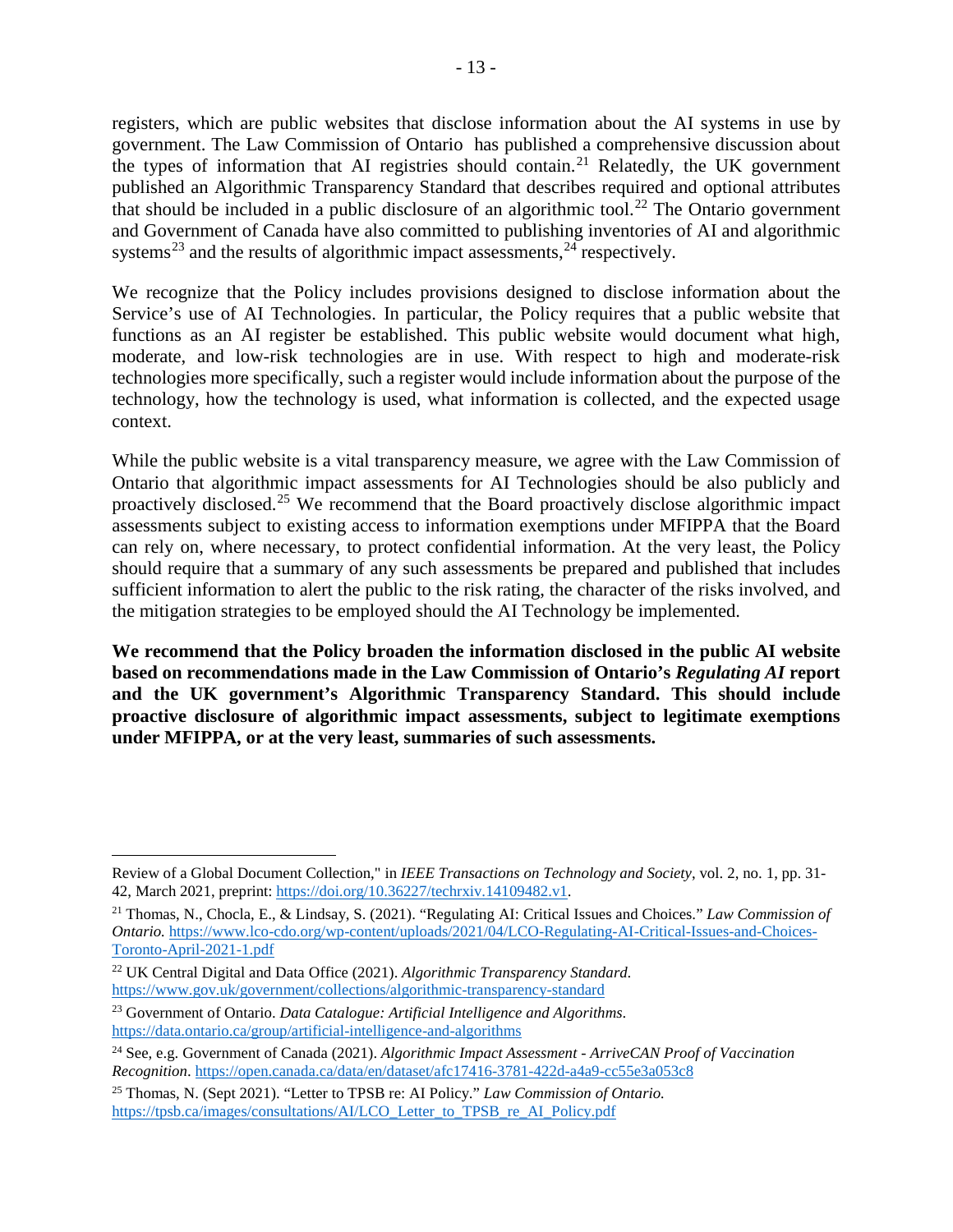registers, which are public websites that disclose information about the AI systems in use by government. The Law Commission of Ontario has published a comprehensive discussion about the types of information that AI registries should contain.[21] Relatedly, the UK government published an Algorithmic Transparency Standard that describes required and optional attributes that should be included in a public disclosure of an algorithmic tool.[22] The Ontario government and Government of Canada have also committed to publishing inventories of AI and algorithmic systems[23] and the results of algorithmic impact assessments,[24] respectively.

We recognize that the Policy includes provisions designed to disclose information about the Service's use of AI Technologies. In particular, the Policy requires that a public website that functions as an AI register be established. This public website would document what high, moderate, and low-risk technologies are in use. With respect to high and moderate-risk technologies more specifically, such a register would include information about the purpose of the technology, how the technology is used, what information is collected, and the expected usage context.

While the public website is a vital transparency measure, we agree with the Law Commission of Ontario that algorithmic impact assessments for AI Technologies should be also publicly and proactively disclosed.[25] We recommend that the Board proactively disclose algorithmic impact assessments subject to existing access to information exemptions under MFIPPA that the Board can rely on, where necessary, to protect confidential information. At the very least, the Policy should require that a summary of any such assessments be prepared and published that includes sufficient information to alert the public to the risk rating, the character of the risks involved, and the mitigation strategies to be employed should the AI Technology be implemented.

**We recommend that the Policy broaden the information disclosed in the public AI website based on recommendations made in the Law Commission of Ontario's *Regulating AI* report and the UK government's Algorithmic Transparency Standard. This should include proactive disclosure of algorithmic impact assessments, subject to legitimate exemptions under MFIPPA, or at the very least, summaries of such assessments.**

---

Review of a Global Document Collection," in *IEEE Transactions on Technology and Society*, vol. 2, no. 1, pp. 31-42, March 2021, preprint: https://doi.org/10.36227/techrxiv.14109482.v1.

[21] Thomas, N., Chocla, E., & Lindsay, S. (2021). "Regulating AI: Critical Issues and Choices." *Law Commission of Ontario.* https://www.lco-cdo.org/wp-content/uploads/2021/04/LCO-Regulating-AI-Critical-Issues-and-Choices-Toronto-April-2021-1.pdf

[22] UK Central Digital and Data Office (2021). *Algorithmic Transparency Standard*. https://www.gov.uk/government/collections/algorithmic-transparency-standard

[23] Government of Ontario. *Data Catalogue: Artificial Intelligence and Algorithms*. https://data.ontario.ca/group/artificial-intelligence-and-algorithms

[24] See, e.g. Government of Canada (2021). *Algorithmic Impact Assessment - ArriveCAN Proof of Vaccination Recognition*. https://open.canada.ca/data/en/dataset/afc17416-3781-422d-a4a9-cc55e3a053c8

[25] Thomas, N. (Sept 2021). "Letter to TPSB re: AI Policy." *Law Commission of Ontario.* https://tpsb.ca/images/consultations/AI/LCO_Letter_to_TPSB_re_AI_Policy.pdf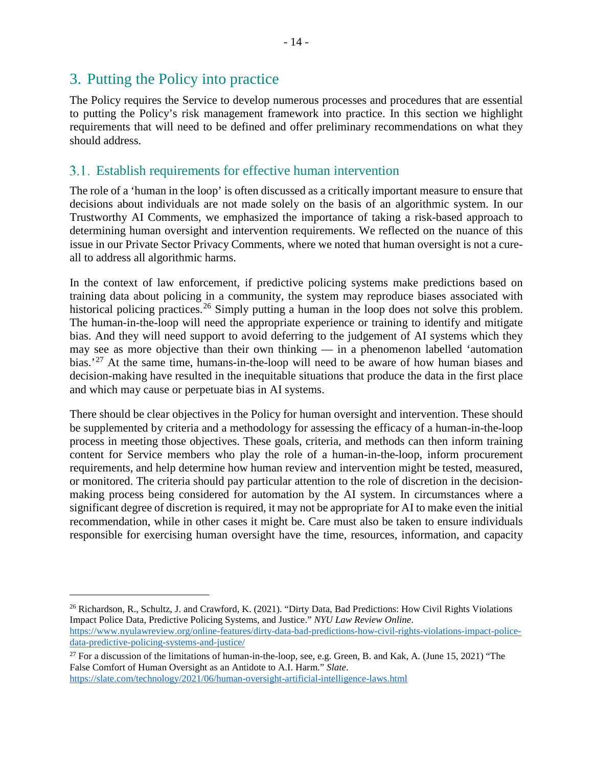## 3. Putting the Policy into practice

The Policy requires the Service to develop numerous processes and procedures that are essential to putting the Policy's risk management framework into practice. In this section we highlight requirements that will need to be defined and offer preliminary recommendations on what they should address.

### 3.1. Establish requirements for effective human intervention

The role of a 'human in the loop' is often discussed as a critically important measure to ensure that decisions about individuals are not made solely on the basis of an algorithmic system. In our Trustworthy AI Comments, we emphasized the importance of taking a risk-based approach to determining human oversight and intervention requirements. We reflected on the nuance of this issue in our Private Sector Privacy Comments, where we noted that human oversight is not a cure-all to address all algorithmic harms.

In the context of law enforcement, if predictive policing systems make predictions based on training data about policing in a community, the system may reproduce biases associated with historical policing practices.[26] Simply putting a human in the loop does not solve this problem. The human-in-the-loop will need the appropriate experience or training to identify and mitigate bias. And they will need support to avoid deferring to the judgement of AI systems which they may see as more objective than their own thinking — in a phenomenon labelled 'automation bias.'[27] At the same time, humans-in-the-loop will need to be aware of how human biases and decision-making have resulted in the inequitable situations that produce the data in the first place and which may cause or perpetuate bias in AI systems.

There should be clear objectives in the Policy for human oversight and intervention. These should be supplemented by criteria and a methodology for assessing the efficacy of a human-in-the-loop process in meeting those objectives. These goals, criteria, and methods can then inform training content for Service members who play the role of a human-in-the-loop, inform procurement requirements, and help determine how human review and intervention might be tested, measured, or monitored. The criteria should pay particular attention to the role of discretion in the decision-making process being considered for automation by the AI system. In circumstances where a significant degree of discretion is required, it may not be appropriate for AI to make even the initial recommendation, while in other cases it might be. Care must also be taken to ensure individuals responsible for exercising human oversight have the time, resources, information, and capacity

---

[26] Richardson, R., Schultz, J. and Crawford, K. (2021). "Dirty Data, Bad Predictions: How Civil Rights Violations Impact Police Data, Predictive Policing Systems, and Justice." *NYU Law Review Online*. https://www.nyulawreview.org/online-features/dirty-data-bad-predictions-how-civil-rights-violations-impact-police-data-predictive-policing-systems-and-justice/

[27] For a discussion of the limitations of human-in-the-loop, see, e.g. Green, B. and Kak, A. (June 15, 2021) "The False Comfort of Human Oversight as an Antidote to A.I. Harm." *Slate*. https://slate.com/technology/2021/06/human-oversight-artificial-intelligence-laws.html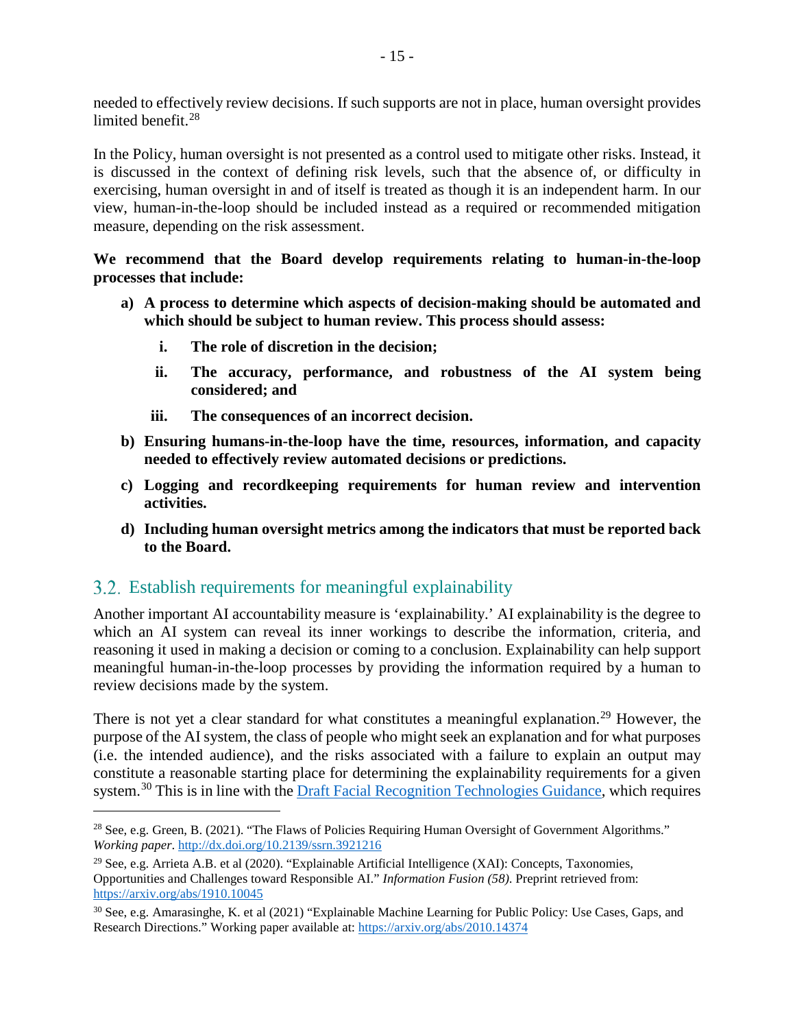needed to effectively review decisions. If such supports are not in place, human oversight provides limited benefit.[28]

In the Policy, human oversight is not presented as a control used to mitigate other risks. Instead, it is discussed in the context of defining risk levels, such that the absence of, or difficulty in exercising, human oversight in and of itself is treated as though it is an independent harm. In our view, human-in-the-loop should be included instead as a required or recommended mitigation measure, depending on the risk assessment.

**We recommend that the Board develop requirements relating to human-in-the-loop processes that include:**

**a) A process to determine which aspects of decision-making should be automated and which should be subject to human review. This process should assess:**

- **i. The role of discretion in the decision;**
- **ii. The accuracy, performance, and robustness of the AI system being considered; and**
- **iii. The consequences of an incorrect decision.**

**b) Ensuring humans-in-the-loop have the time, resources, information, and capacity needed to effectively review automated decisions or predictions.**

**c) Logging and recordkeeping requirements for human review and intervention activities.**

**d) Including human oversight metrics among the indicators that must be reported back to the Board.**

## 3.2. Establish requirements for meaningful explainability

Another important AI accountability measure is 'explainability.' AI explainability is the degree to which an AI system can reveal its inner workings to describe the information, criteria, and reasoning it used in making a decision or coming to a conclusion. Explainability can help support meaningful human-in-the-loop processes by providing the information required by a human to review decisions made by the system.

There is not yet a clear standard for what constitutes a meaningful explanation.[29] However, the purpose of the AI system, the class of people who might seek an explanation and for what purposes (i.e. the intended audience), and the risks associated with a failure to explain an output may constitute a reasonable starting place for determining the explainability requirements for a given system.[30] This is in line with the [Draft Facial Recognition Technologies Guidance](), which requires

---

[28] See, e.g. Green, B. (2021). "The Flaws of Policies Requiring Human Oversight of Government Algorithms." *Working paper*. http://dx.doi.org/10.2139/ssrn.3921216

[29] See, e.g. Arrieta A.B. et al (2020). "Explainable Artificial Intelligence (XAI): Concepts, Taxonomies, Opportunities and Challenges toward Responsible AI." *Information Fusion (58).* Preprint retrieved from: https://arxiv.org/abs/1910.10045

[30] See, e.g. Amarasinghe, K. et al (2021) "Explainable Machine Learning for Public Policy: Use Cases, Gaps, and Research Directions." Working paper available at: https://arxiv.org/abs/2010.14374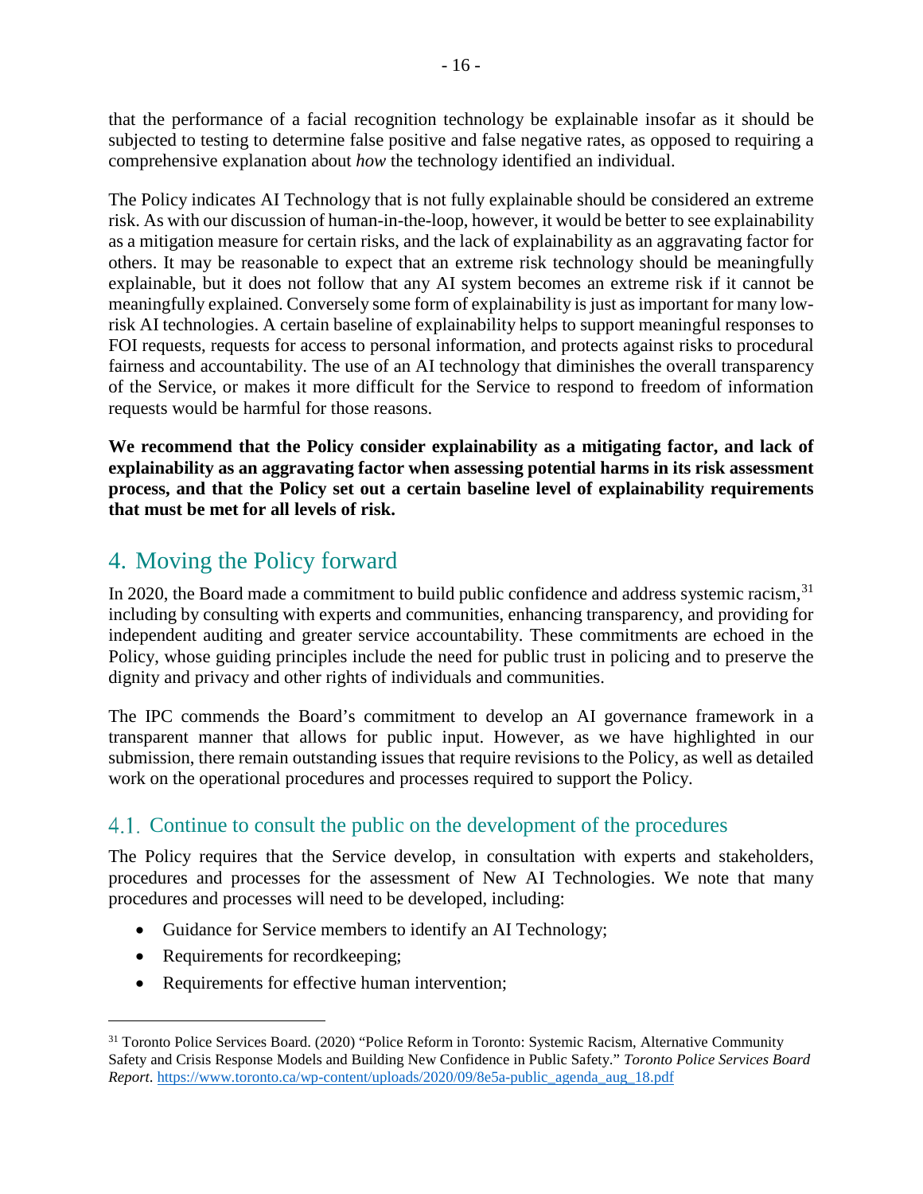that the performance of a facial recognition technology be explainable insofar as it should be subjected to testing to determine false positive and false negative rates, as opposed to requiring a comprehensive explanation about *how* the technology identified an individual.

The Policy indicates AI Technology that is not fully explainable should be considered an extreme risk. As with our discussion of human-in-the-loop, however, it would be better to see explainability as a mitigation measure for certain risks, and the lack of explainability as an aggravating factor for others. It may be reasonable to expect that an extreme risk technology should be meaningfully explainable, but it does not follow that any AI system becomes an extreme risk if it cannot be meaningfully explained. Conversely some form of explainability is just as important for many low-risk AI technologies. A certain baseline of explainability helps to support meaningful responses to FOI requests, requests for access to personal information, and protects against risks to procedural fairness and accountability. The use of an AI technology that diminishes the overall transparency of the Service, or makes it more difficult for the Service to respond to freedom of information requests would be harmful for those reasons.

**We recommend that the Policy consider explainability as a mitigating factor, and lack of explainability as an aggravating factor when assessing potential harms in its risk assessment process, and that the Policy set out a certain baseline level of explainability requirements that must be met for all levels of risk.**

## 4. Moving the Policy forward

In 2020, the Board made a commitment to build public confidence and address systemic racism,[31] including by consulting with experts and communities, enhancing transparency, and providing for independent auditing and greater service accountability. These commitments are echoed in the Policy, whose guiding principles include the need for public trust in policing and to preserve the dignity and privacy and other rights of individuals and communities.

The IPC commends the Board's commitment to develop an AI governance framework in a transparent manner that allows for public input. However, as we have highlighted in our submission, there remain outstanding issues that require revisions to the Policy, as well as detailed work on the operational procedures and processes required to support the Policy.

### 4.1. Continue to consult the public on the development of the procedures

The Policy requires that the Service develop, in consultation with experts and stakeholders, procedures and processes for the assessment of New AI Technologies. We note that many procedures and processes will need to be developed, including:

- Guidance for Service members to identify an AI Technology;
- Requirements for recordkeeping;
- Requirements for effective human intervention;

[31] Toronto Police Services Board. (2020) "Police Reform in Toronto: Systemic Racism, Alternative Community Safety and Crisis Response Models and Building New Confidence in Public Safety." *Toronto Police Services Board Report*. https://www.toronto.ca/wp-content/uploads/2020/09/8e5a-public_agenda_aug_18.pdf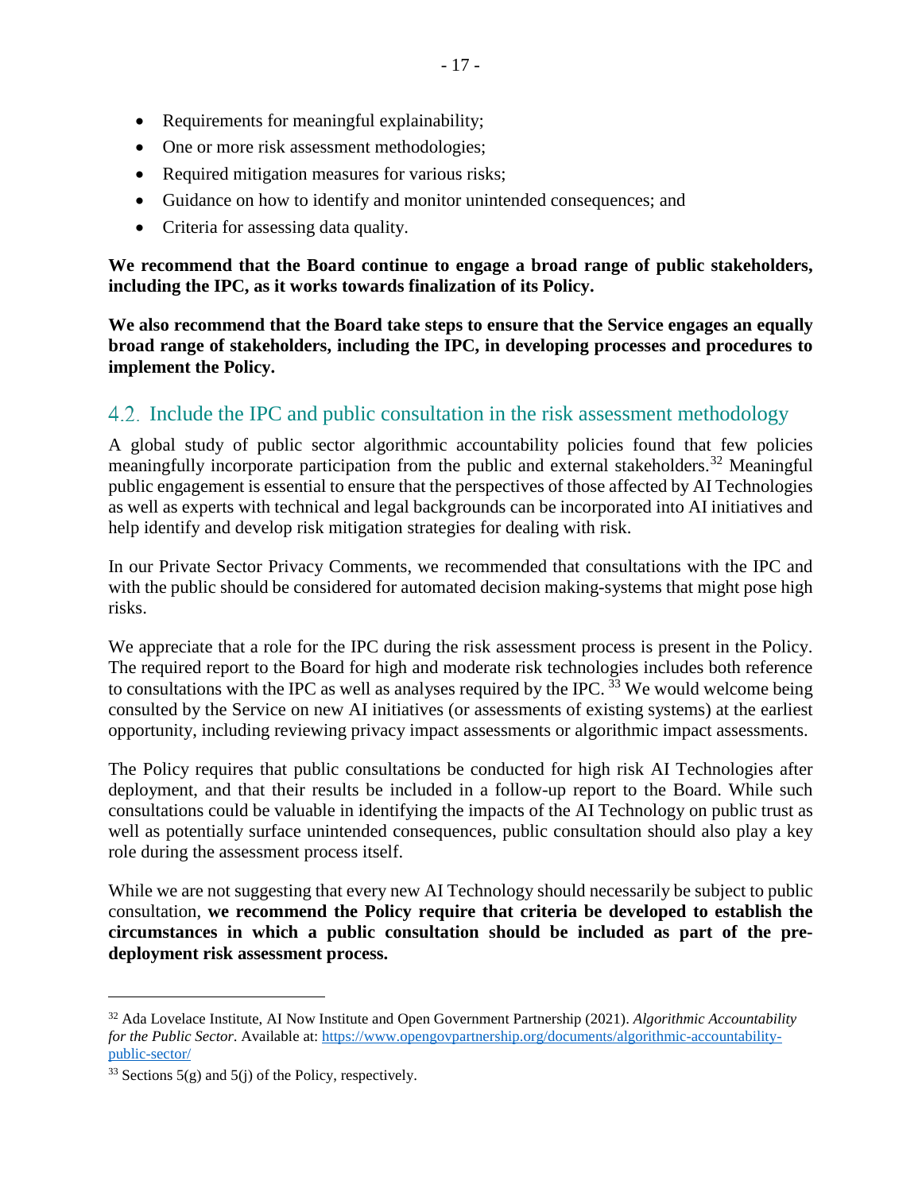- Requirements for meaningful explainability;
- One or more risk assessment methodologies;
- Required mitigation measures for various risks;
- Guidance on how to identify and monitor unintended consequences; and
- Criteria for assessing data quality.

**We recommend that the Board continue to engage a broad range of public stakeholders, including the IPC, as it works towards finalization of its Policy.**

**We also recommend that the Board take steps to ensure that the Service engages an equally broad range of stakeholders, including the IPC, in developing processes and procedures to implement the Policy.**

## 4.2. Include the IPC and public consultation in the risk assessment methodology

A global study of public sector algorithmic accountability policies found that few policies meaningfully incorporate participation from the public and external stakeholders.[32] Meaningful public engagement is essential to ensure that the perspectives of those affected by AI Technologies as well as experts with technical and legal backgrounds can be incorporated into AI initiatives and help identify and develop risk mitigation strategies for dealing with risk.

In our Private Sector Privacy Comments, we recommended that consultations with the IPC and with the public should be considered for automated decision making-systems that might pose high risks.

We appreciate that a role for the IPC during the risk assessment process is present in the Policy. The required report to the Board for high and moderate risk technologies includes both reference to consultations with the IPC as well as analyses required by the IPC. [33] We would welcome being consulted by the Service on new AI initiatives (or assessments of existing systems) at the earliest opportunity, including reviewing privacy impact assessments or algorithmic impact assessments.

The Policy requires that public consultations be conducted for high risk AI Technologies after deployment, and that their results be included in a follow-up report to the Board. While such consultations could be valuable in identifying the impacts of the AI Technology on public trust as well as potentially surface unintended consequences, public consultation should also play a key role during the assessment process itself.

While we are not suggesting that every new AI Technology should necessarily be subject to public consultation, **we recommend the Policy require that criteria be developed to establish the circumstances in which a public consultation should be included as part of the pre-deployment risk assessment process.**

---

[32] Ada Lovelace Institute, AI Now Institute and Open Government Partnership (2021). *Algorithmic Accountability for the Public Sector*. Available at: https://www.opengovpartnership.org/documents/algorithmic-accountability-public-sector/

[33] Sections 5(g) and 5(j) of the Policy, respectively.